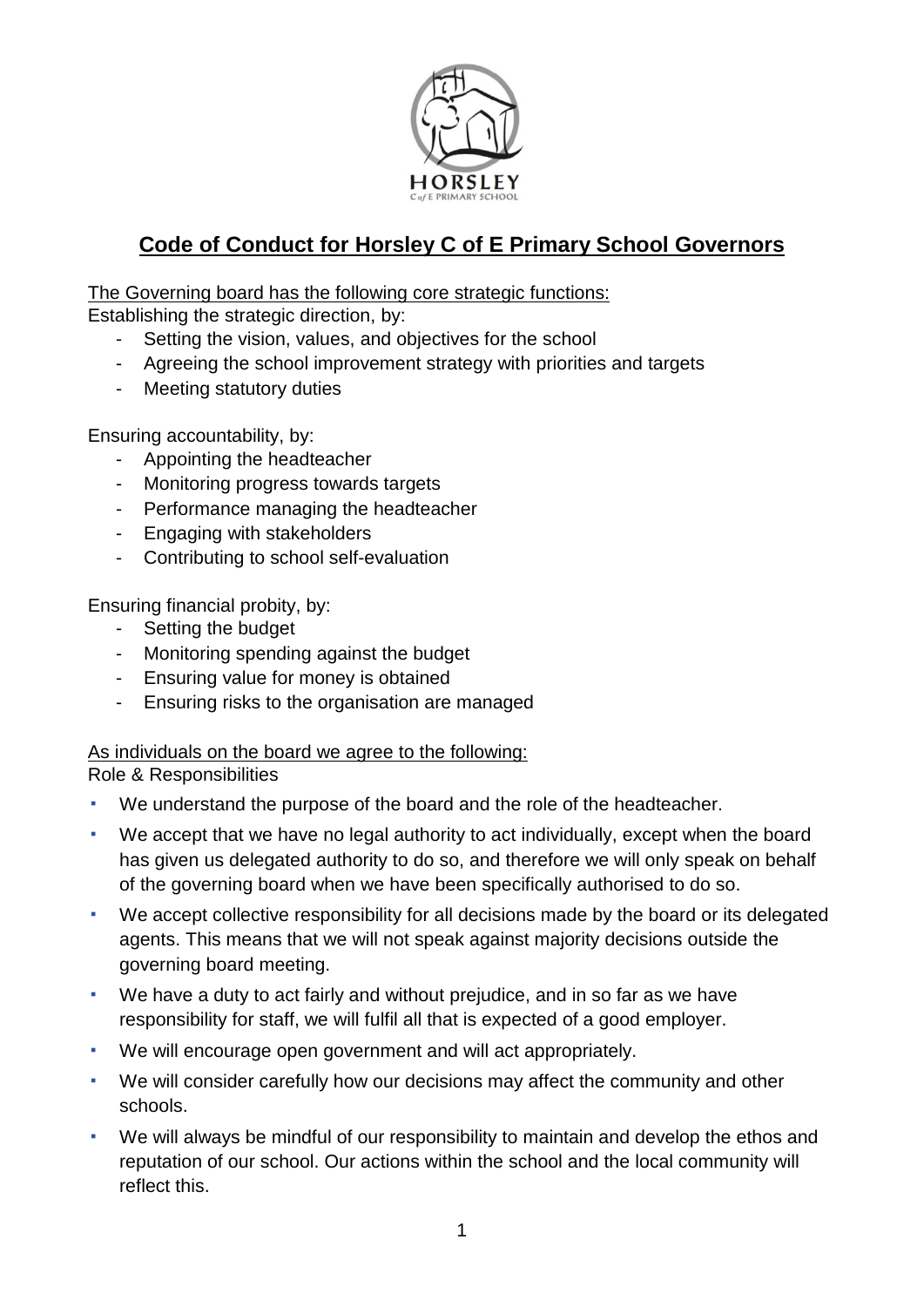# Code of Conduct for Horsley C of E Primary School Governors

The Governing board has the following core strategic functions:

Establishing the strategic direction, by:

- Setting the vision, values, and objectives for the school
- Agreeing the school improvement strategy with priorities and targets
- Meeting statutory duties

Ensuring accountability, by:

- Appointing the headteacher
- Monitoring progress towards targets
- Performance managing the headteacher
- Engaging with stakeholders
- Contributing to school self-evaluation

Ensuring financial probity, by:

- Setting the budget
- Monitoring spending against the budget
- Ensuring value for money is obtained
- Ensuring risks to the organisation are managed

As individuals on the board we agree to the following:

Role & Responsibilities

- We understand the purpose of the board and the role of the headteacher.
- We accept that we have no legal authority to act individually, except when the board has given us delegated authority to do so, and therefore we will only speak on behalf of the governing board when we have been specifically authorised to do so.
- We accept collective responsibility for all decisions made by the board or its delegated agents. This means that we will not speak against majority decisions outside the governing board meeting.
- We have a duty to act fairly and without prejudice, and in so far as we have responsibility for staff, we will fulfil all that is expected of a good employer.
- We will encourage open government and will act appropriately.
- We will consider carefully how our decisions may affect the community and other schools.
- We will always be mindful of our responsibility to maintain and develop the ethos and reputation of our school. Our actions within the school and the local community will reflect this.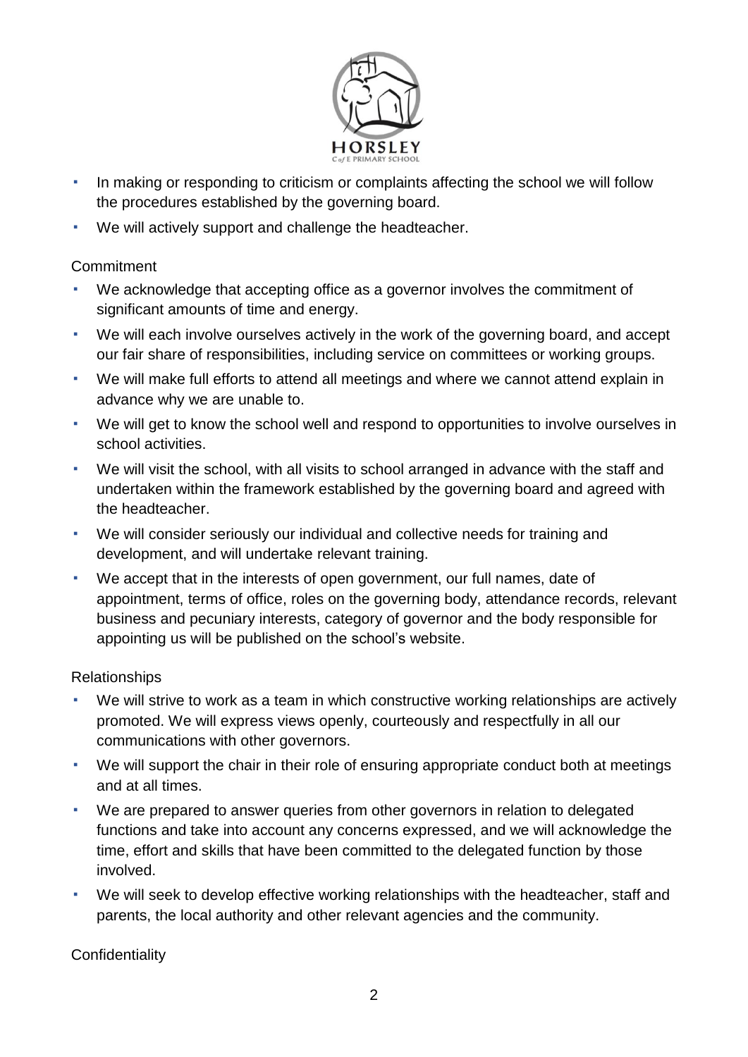- In making or responding to criticism or complaints affecting the school we will follow the procedures established by the governing board.
- We will actively support and challenge the headteacher.

Commitment

- We acknowledge that accepting office as a governor involves the commitment of significant amounts of time and energy.
- We will each involve ourselves actively in the work of the governing board, and accept our fair share of responsibilities, including service on committees or working groups.
- We will make full efforts to attend all meetings and where we cannot attend explain in advance why we are unable to.
- We will get to know the school well and respond to opportunities to involve ourselves in school activities.
- We will visit the school, with all visits to school arranged in advance with the staff and undertaken within the framework established by the governing board and agreed with the headteacher.
- We will consider seriously our individual and collective needs for training and development, and will undertake relevant training.
- We accept that in the interests of open government, our full names, date of appointment, terms of office, roles on the governing body, attendance records, relevant business and pecuniary interests, category of governor and the body responsible for appointing us will be published on the school's website.

Relationships

- We will strive to work as a team in which constructive working relationships are actively promoted. We will express views openly, courteously and respectfully in all our communications with other governors.
- We will support the chair in their role of ensuring appropriate conduct both at meetings and at all times.
- We are prepared to answer queries from other governors in relation to delegated functions and take into account any concerns expressed, and we will acknowledge the time, effort and skills that have been committed to the delegated function by those involved.
- We will seek to develop effective working relationships with the headteacher, staff and parents, the local authority and other relevant agencies and the community.

Confidentiality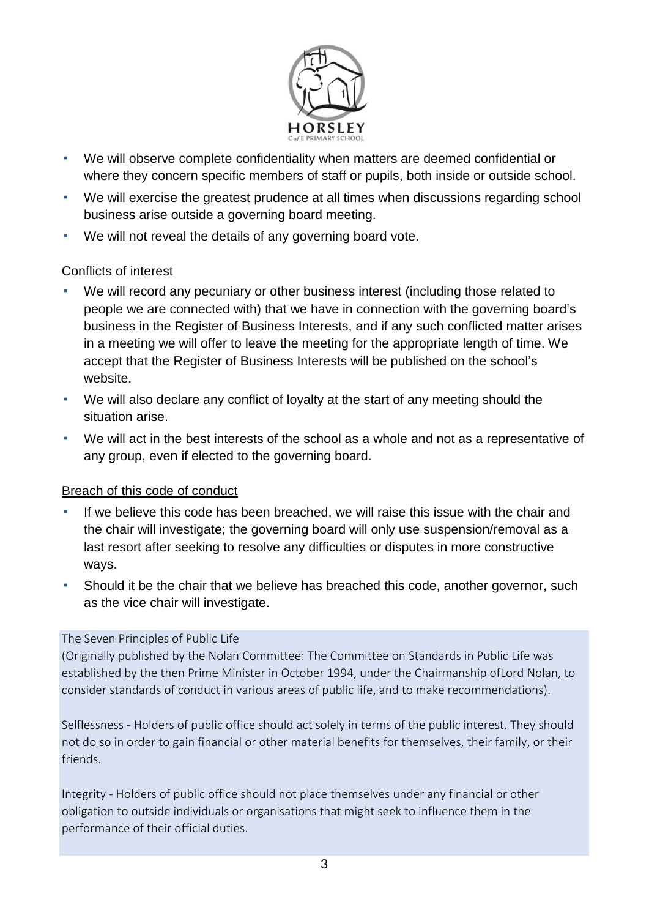- We will observe complete confidentiality when matters are deemed confidential or where they concern specific members of staff or pupils, both inside or outside school.
- We will exercise the greatest prudence at all times when discussions regarding school business arise outside a governing board meeting.
- We will not reveal the details of any governing board vote.

Conflicts of interest

- We will record any pecuniary or other business interest (including those related to people we are connected with) that we have in connection with the governing board's business in the Register of Business Interests, and if any such conflicted matter arises in a meeting we will offer to leave the meeting for the appropriate length of time. We accept that the Register of Business Interests will be published on the school's website.
- We will also declare any conflict of loyalty at the start of any meeting should the situation arise.
- We will act in the best interests of the school as a whole and not as a representative of any group, even if elected to the governing board.

Breach of this code of conduct

- If we believe this code has been breached, we will raise this issue with the chair and the chair will investigate; the governing board will only use suspension/removal as a last resort after seeking to resolve any difficulties or disputes in more constructive ways.
- Should it be the chair that we believe has breached this code, another governor, such as the vice chair will investigate.

The Seven Principles of Public Life

(Originally published by the Nolan Committee: The Committee on Standards in Public Life was established by the then Prime Minister in October 1994, under the Chairmanship ofLord Nolan, to consider standards of conduct in various areas of public life, and to make recommendations).

Selflessness - Holders of public office should act solely in terms of the public interest. They should not do so in order to gain financial or other material benefits for themselves, their family, or their friends.

Integrity - Holders of public office should not place themselves under any financial or other obligation to outside individuals or organisations that might seek to influence them in the performance of their official duties.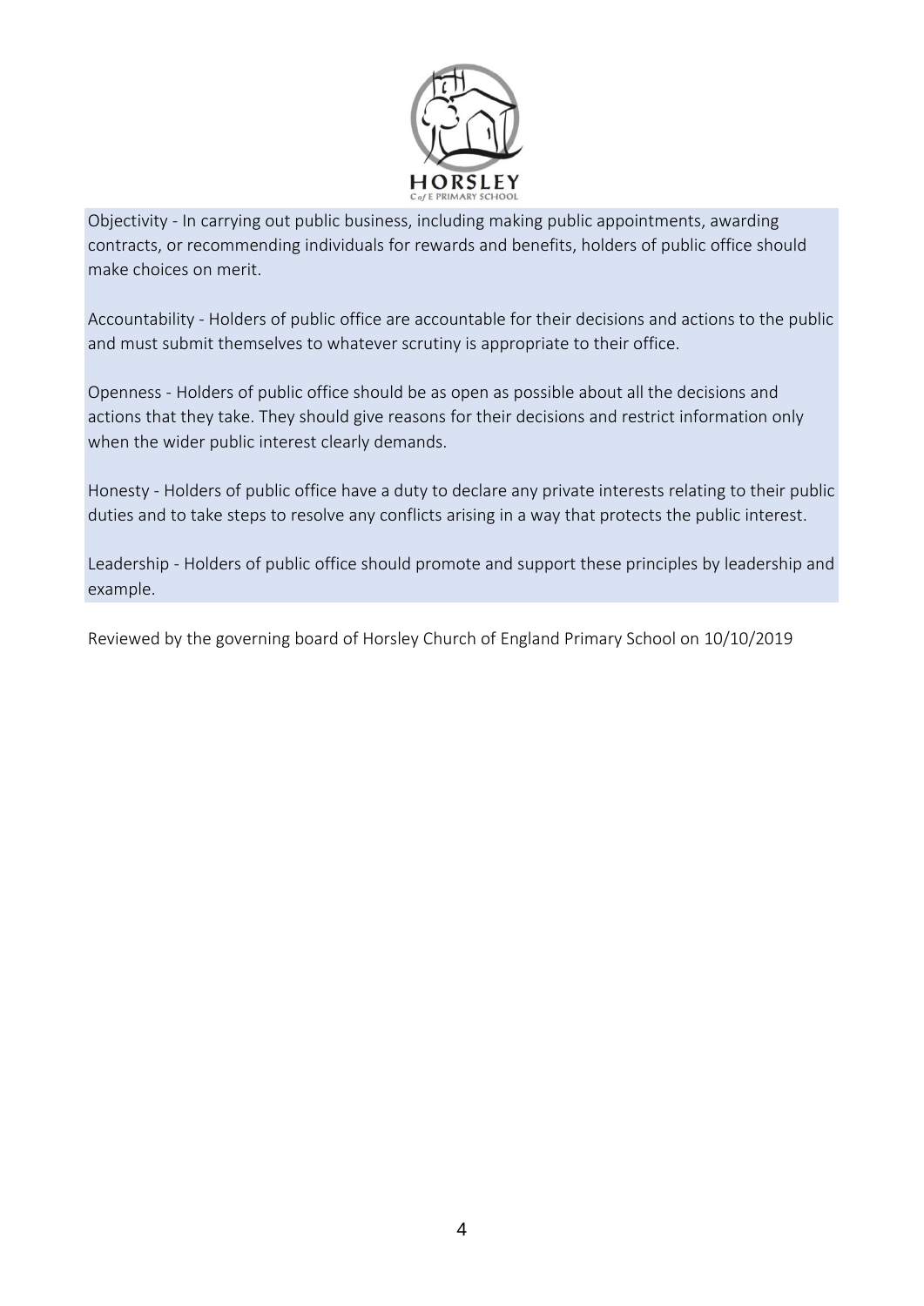Objectivity - In carrying out public business, including making public appointments, awarding contracts, or recommending individuals for rewards and benefits, holders of public office should make choices on merit.

Accountability - Holders of public office are accountable for their decisions and actions to the public and must submit themselves to whatever scrutiny is appropriate to their office.

Openness - Holders of public office should be as open as possible about all the decisions and actions that they take. They should give reasons for their decisions and restrict information only when the wider public interest clearly demands.

Honesty - Holders of public office have a duty to declare any private interests relating to their public duties and to take steps to resolve any conflicts arising in a way that protects the public interest.

Leadership - Holders of public office should promote and support these principles by leadership and example.

Reviewed by the governing board of Horsley Church of England Primary School on 10/10/2019